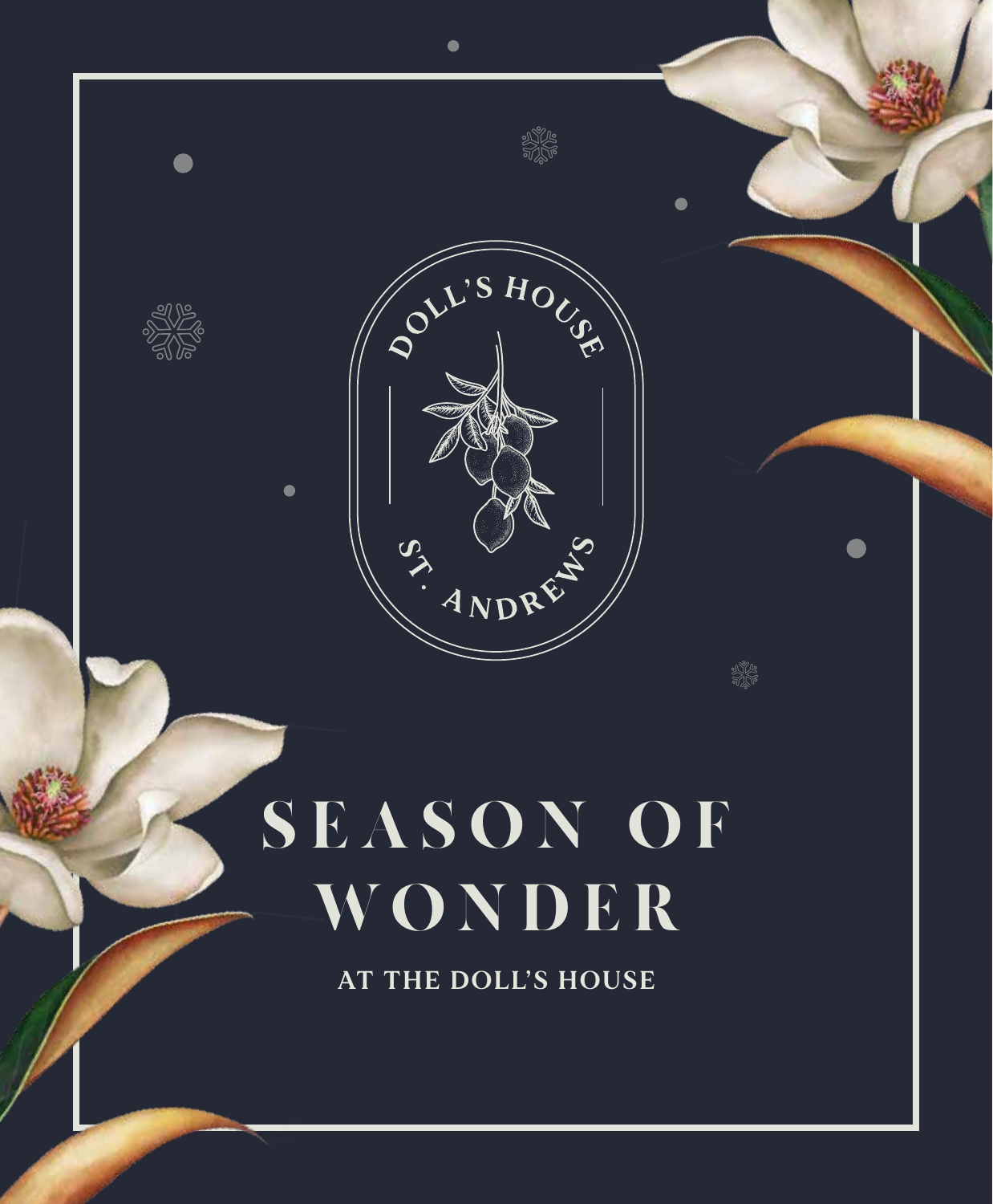DOLL'S HOUSE

ST. ANDREWS

# SEASON OF WONDER

AT THE DOLL'S HOUSE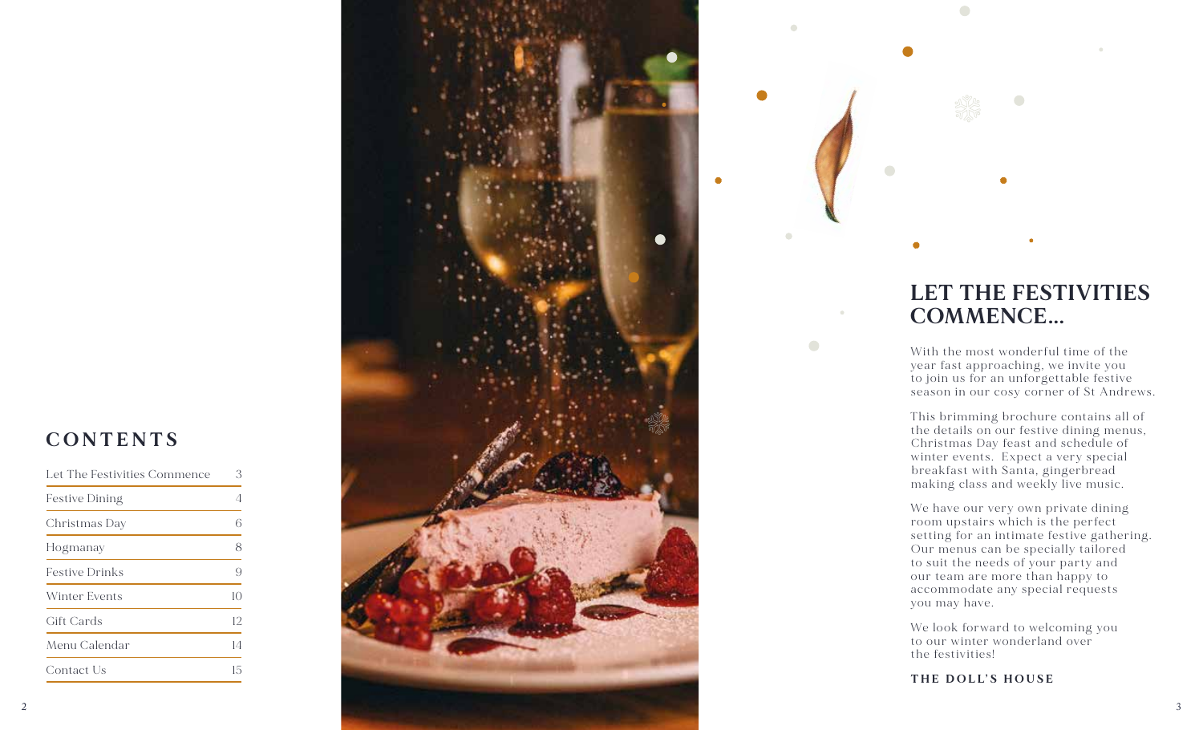## CONTENTS

| Section | Page |
|---|---|
| Let The Festivities Commence | 3 |
| Festive Dining | 4 |
| Christmas Day | 6 |
| Hogmanay | 8 |
| Festive Drinks | 9 |
| Winter Events | 10 |
| Gift Cards | 12 |
| Menu Calendar | 14 |
| Contact Us | 15 |

# LET THE FESTIVITIES COMMENCE...

With the most wonderful time of the year fast approaching, we invite you to join us for an unforgettable festive season in our cosy corner of St Andrews.

This brimming brochure contains all of the details on our festive dining menus, Christmas Day feast and schedule of winter events. Expect a very special breakfast with Santa, gingerbread making class and weekly live music.

We have our very own private dining room upstairs which is the perfect setting for an intimate festive gathering. Our menus can be specially tailored to suit the needs of your party and our team are more than happy to accommodate any special requests you may have.

We look forward to welcoming you to our winter wonderland over the festivities!

**THE DOLL'S HOUSE**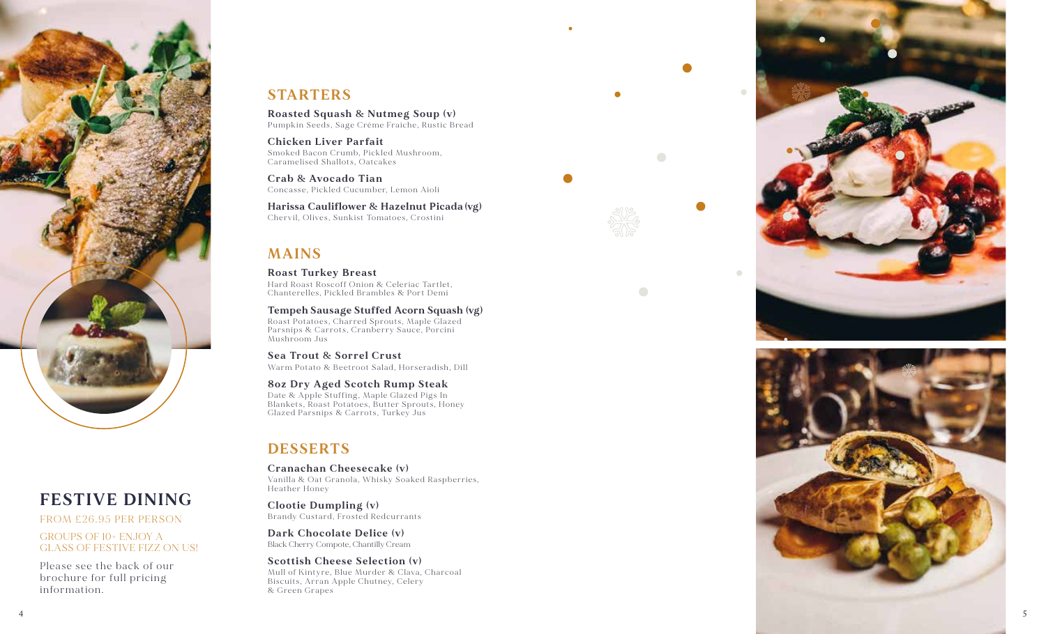## STARTERS

**Roasted Squash & Nutmeg Soup (v)**
Pumpkin Seeds, Sage Crème Fraiche, Rustic Bread

**Chicken Liver Parfait**
Smoked Bacon Crumb, Pickled Mushroom, Caramelised Shallots, Oatcakes

**Crab & Avocado Tian**
Concasse, Pickled Cucumber, Lemon Aioli

**Harissa Cauliflower & Hazelnut Picada (vg)**
Chervil, Olives, Sunkist Tomatoes, Crostini

## MAINS

**Roast Turkey Breast**
Hard Roast Roscoff Onion & Celeriac Tartlet, Chanterelles, Pickled Brambles & Port Demi

**Tempeh Sausage Stuffed Acorn Squash (vg)**
Roast Potatoes, Charred Sprouts, Maple Glazed Parsnips & Carrots, Cranberry Sauce, Porcini Mushroom Jus

**Sea Trout & Sorrel Crust**
Warm Potato & Beetroot Salad, Horseradish, Dill

**8oz Dry Aged Scotch Rump Steak**
Date & Apple Stuffing, Maple Glazed Pigs In Blankets, Roast Potatoes, Butter Sprouts, Honey Glazed Parsnips & Carrots, Turkey Jus

## DESSERTS

**Cranachan Cheesecake (v)**
Vanilla & Oat Granola, Whisky Soaked Raspberries, Heather Honey

**Clootie Dumpling (v)**
Brandy Custard, Frosted Redcurrants

**Dark Chocolate Delice (v)**
Black Cherry Compote, Chantilly Cream

**Scottish Cheese Selection (v)**
Mull of Kintyre, Blue Murder & Clava, Charcoal Biscuits, Arran Apple Chutney, Celery & Green Grapes

# FESTIVE DINING

FROM £26.95 PER PERSON

GROUPS OF 10+ ENJOY A GLASS OF FESTIVE FIZZ ON US!

Please see the back of our brochure for full pricing information.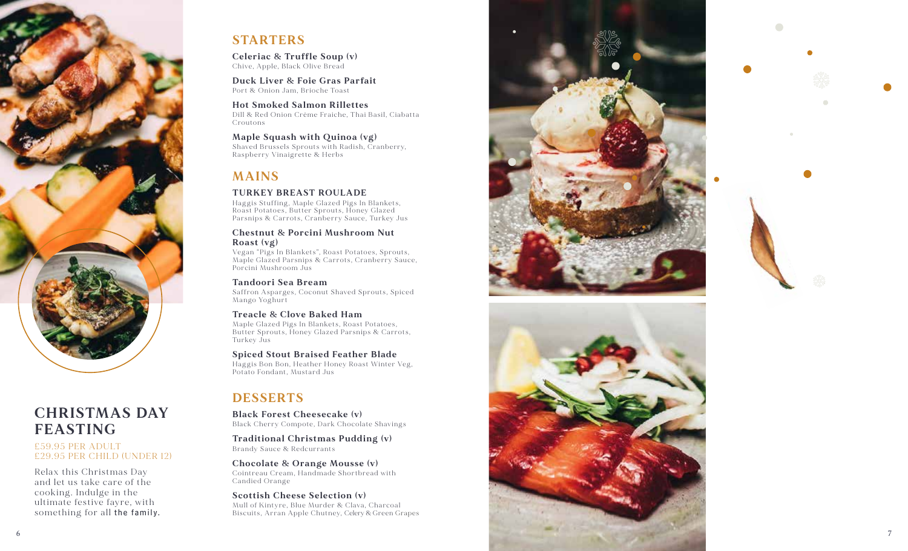## CHRISTMAS DAY FEASTING

£59.95 PER ADULT
£29.95 PER CHILD (UNDER 12)

Relax this Christmas Day and let us take care of the cooking. Indulge in the ultimate festive fayre, with something for all the family.

## STARTERS

**Celeriac & Truffle Soup (v)**
Chive, Apple, Black Olive Bread

**Duck Liver & Foie Gras Parfait**
Port & Onion Jam, Brioche Toast

**Hot Smoked Salmon Rillettes**
Dill & Red Onion Crème Fraiche, Thai Basil, Ciabatta Croutons

**Maple Squash with Quinoa (vg)**
Shaved Brussels Sprouts with Radish, Cranberry, Raspberry Vinaigrette & Herbs

## MAINS

**TURKEY BREAST ROULADE**
Haggis Stuffing, Maple Glazed Pigs In Blankets, Roast Potatoes, Butter Sprouts, Honey Glazed Parsnips & Carrots, Cranberry Sauce, Turkey Jus

**Chestnut & Porcini Mushroom Nut Roast (vg)**
Vegan "Pigs In Blankets", Roast Potatoes, Sprouts, Maple Glazed Parsnips & Carrots, Cranberry Sauce, Porcini Mushroom Jus

**Tandoori Sea Bream**
Saffron Asparges, Coconut Shaved Sprouts, Spiced Mango Yoghurt

**Treacle & Clove Baked Ham**
Maple Glazed Pigs In Blankets, Roast Potatoes, Butter Sprouts, Honey Glazed Parsnips & Carrots, Turkey Jus

**Spiced Stout Braised Feather Blade**
Haggis Bon Bon, Heather Honey Roast Winter Veg, Potato Fondant, Mustard Jus

## DESSERTS

**Black Forest Cheesecake (v)**
Black Cherry Compote, Dark Chocolate Shavings

**Traditional Christmas Pudding (v)**
Brandy Sauce & Redcurrants

**Chocolate & Orange Mousse (v)**
Cointreau Cream, Handmade Shortbread with Candied Orange

**Scottish Cheese Selection (v)**
Mull of Kintyre, Blue Murder & Clava, Charcoal Biscuits, Arran Apple Chutney, Celery & Green Grapes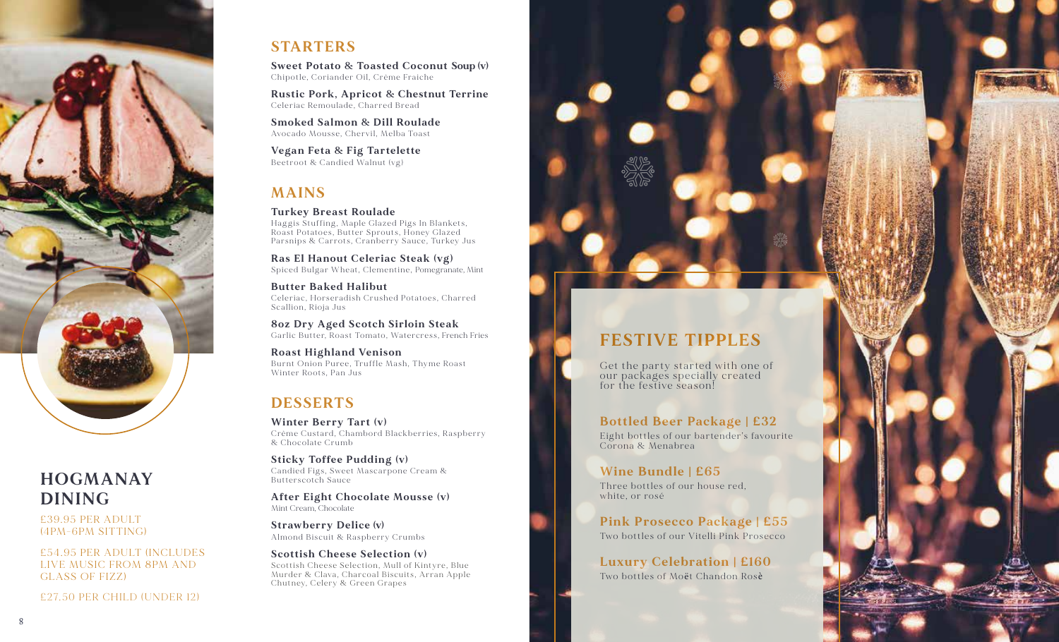## HOGMANAY DINING

£39.95 PER ADULT (4PM-6PM SITTING)

£54.95 PER ADULT (INCLUDES LIVE MUSIC FROM 8PM AND GLASS OF FIZZ)

£27.50 PER CHILD (UNDER 12)

## STARTERS

**Sweet Potato & Toasted Coconut Soup (v)**
Chipotle, Coriander Oil, Crème Fraiche

**Rustic Pork, Apricot & Chestnut Terrine**
Celeriac Remoulade, Charred Bread

**Smoked Salmon & Dill Roulade**
Avocado Mousse, Chervil, Melba Toast

**Vegan Feta & Fig Tartelette**
Beetroot & Candied Walnut (vg)

## MAINS

**Turkey Breast Roulade**
Haggis Stuffing, Maple Glazed Pigs In Blankets, Roast Potatoes, Butter Sprouts, Honey Glazed Parsnips & Carrots, Cranberry Sauce, Turkey Jus

**Ras El Hanout Celeriac Steak (vg)**
Spiced Bulgar Wheat, Clementine, Pomegranate, Mint

**Butter Baked Halibut**
Celeriac, Horseradish Crushed Potatoes, Charred Scallion, Rioja Jus

**8oz Dry Aged Scotch Sirloin Steak**
Garlic Butter, Roast Tomato, Watercress, French Fries

**Roast Highland Venison**
Burnt Onion Puree, Truffle Mash, Thyme Roast Winter Roots, Pan Jus

## DESSERTS

**Winter Berry Tart (v)**
Crème Custard, Chambord Blackberries, Raspberry & Chocolate Crumb

**Sticky Toffee Pudding (v)**
Candied Figs, Sweet Mascarpone Cream & Butterscotch Sauce

**After Eight Chocolate Mousse (v)**
Mint Cream, Chocolate

**Strawberry Delice (v)**
Almond Biscuit & Raspberry Crumbs

**Scottish Cheese Selection (v)**
Scottish Cheese Selection, Mull of Kintyre, Blue Murder & Clava, Charcoal Biscuits, Arran Apple Chutney, Celery & Green Grapes

## FESTIVE TIPPLES

Get the party started with one of our packages specially created for the festive season!

**Bottled Beer Package | £32**
Eight bottles of our bartender's favourite Corona & Menabrea

**Wine Bundle | £65**
Three bottles of our house red, white, or rosé

**Pink Prosecco Package | £55**
Two bottles of our Vitelli Pink Prosecco

**Luxury Celebration | £160**
Two bottles of Moët Chandon Rosè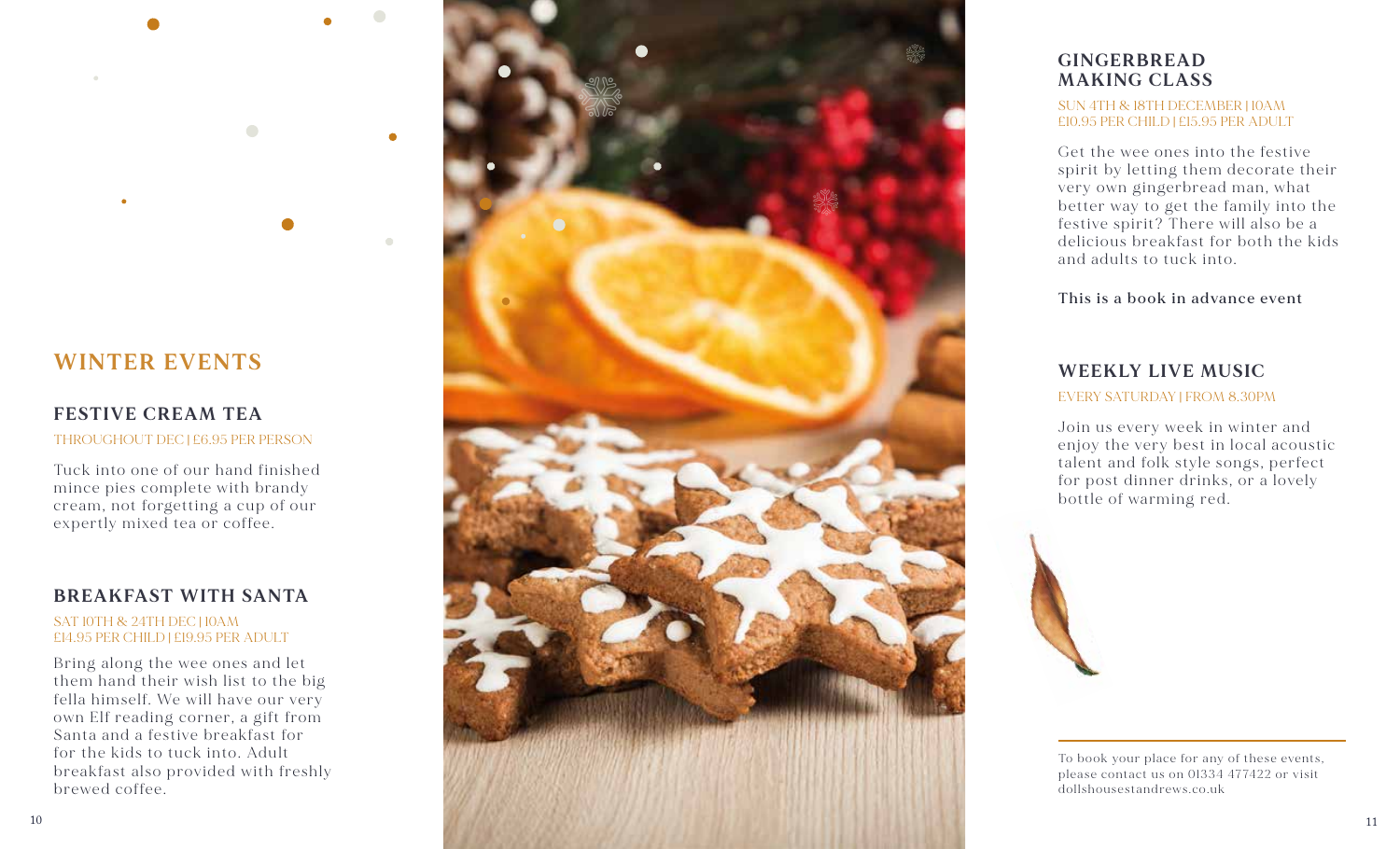# WINTER EVENTS

## FESTIVE CREAM TEA

THROUGHOUT DEC | £6.95 PER PERSON

Tuck into one of our hand finished mince pies complete with brandy cream, not forgetting a cup of our expertly mixed tea or coffee.

## BREAKFAST WITH SANTA

SAT 10TH & 24TH DEC | 10AM
£14.95 PER CHILD | £19.95 PER ADULT

Bring along the wee ones and let them hand their wish list to the big fella himself. We will have our very own Elf reading corner, a gift from Santa and a festive breakfast for for the kids to tuck into. Adult breakfast also provided with freshly brewed coffee.

## GINGERBREAD MAKING CLASS

SUN 4TH & 18TH DECEMBER | 10AM
£10.95 PER CHILD | £15.95 PER ADULT

Get the wee ones into the festive spirit by letting them decorate their very own gingerbread man, what better way to get the family into the festive spirit? There will also be a delicious breakfast for both the kids and adults to tuck into.

**This is a book in advance event**

## WEEKLY LIVE MUSIC

EVERY SATURDAY | FROM 8.30PM

Join us every week in winter and enjoy the very best in local acoustic talent and folk style songs, perfect for post dinner drinks, or a lovely bottle of warming red.

To book your place for any of these events, please contact us on 01334 477422 or visit dollshousestandrews.co.uk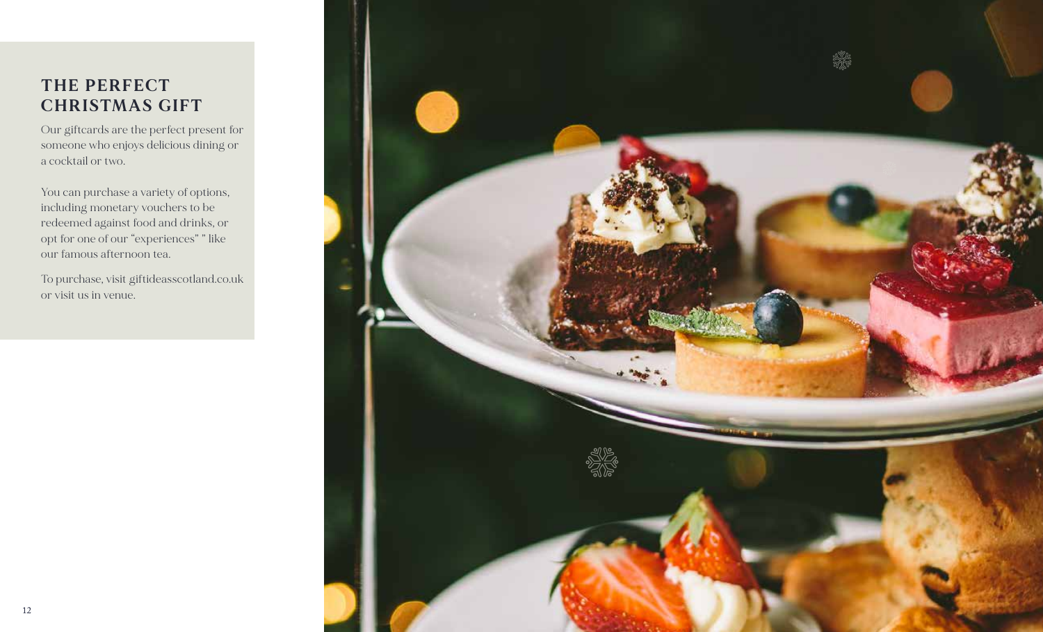## THE PERFECT CHRISTMAS GIFT

Our giftcards are the perfect present for someone who enjoys delicious dining or a cocktail or two.

You can purchase a variety of options, including monetary vouchers to be redeemed against food and drinks, or opt for one of our "experiences" " like our famous afternoon tea.

To purchase, visit giftideasscotland.co.uk or visit us in venue.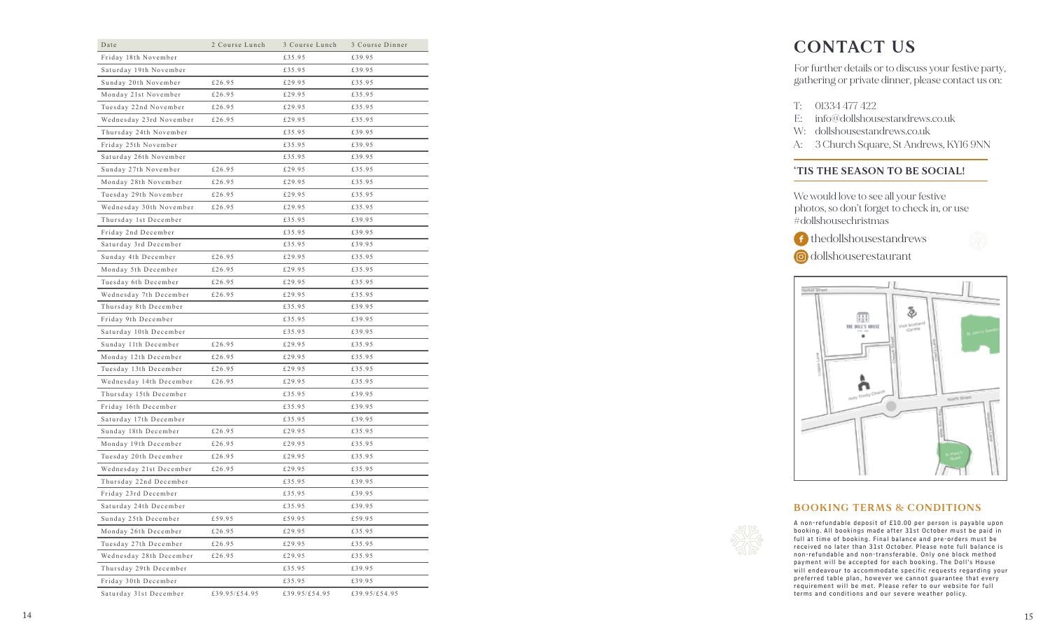| Date | 2 Course Lunch | 3 Course Lunch | 3 Course Dinner |
|---|---|---|---|
| Friday 18th November | | £35.95 | £39.95 |
| Saturday 19th November | | £35.95 | £39.95 |
| Sunday 20th November | £26.95 | £29.95 | £35.95 |
| Monday 21st November | £26.95 | £29.95 | £35.95 |
| Tuesday 22nd November | £26.95 | £29.95 | £35.95 |
| Wednesday 23rd November | £26.95 | £29.95 | £35.95 |
| Thursday 24th November | | £35.95 | £39.95 |
| Friday 25th November | | £35.95 | £39.95 |
| Saturday 26th November | | £35.95 | £39.95 |
| Sunday 27th November | £26.95 | £29.95 | £35.95 |
| Monday 28th November | £26.95 | £29.95 | £35.95 |
| Tuesday 29th November | £26.95 | £29.95 | £35.95 |
| Wednesday 30th November | £26.95 | £29.95 | £35.95 |
| Thursday 1st December | | £35.95 | £39.95 |
| Friday 2nd December | | £35.95 | £39.95 |
| Saturday 3rd December | | £35.95 | £39.95 |
| Sunday 4th December | £26.95 | £29.95 | £35.95 |
| Monday 5th December | £26.95 | £29.95 | £35.95 |
| Tuesday 6th December | £26.95 | £29.95 | £35.95 |
| Wednesday 7th December | £26.95 | £29.95 | £35.95 |
| Thursday 8th December | | £35.95 | £39.95 |
| Friday 9th December | | £35.95 | £39.95 |
| Saturday 10th December | | £35.95 | £39.95 |
| Sunday 11th December | £26.95 | £29.95 | £35.95 |
| Monday 12th December | £26.95 | £29.95 | £35.95 |
| Tuesday 13th December | £26.95 | £29.95 | £35.95 |
| Wednesday 14th December | £26.95 | £29.95 | £35.95 |
| Thursday 15th December | | £35.95 | £39.95 |
| Friday 16th December | | £35.95 | £39.95 |
| Saturday 17th December | | £35.95 | £39.95 |
| Sunday 18th December | £26.95 | £29.95 | £35.95 |
| Monday 19th December | £26.95 | £29.95 | £35.95 |
| Tuesday 20th December | £26.95 | £29.95 | £35.95 |
| Wednesday 21st December | £26.95 | £29.95 | £35.95 |
| Thursday 22nd December | | £35.95 | £39.95 |
| Friday 23rd December | | £35.95 | £39.95 |
| Saturday 24th December | | £35.95 | £39.95 |
| Sunday 25th December | £59.95 | £59.95 | £59.95 |
| Monday 26th December | £26.95 | £29.95 | £35.95 |
| Tuesday 27th December | £26.95 | £29.95 | £35.95 |
| Wednesday 28th December | £26.95 | £29.95 | £35.95 |
| Thursday 29th December | | £35.95 | £39.95 |
| Friday 30th December | | £35.95 | £39.95 |
| Saturday 31st December | £39.95/£54.95 | £39.95/£54.95 | £39.95/£54.95 |

# CONTACT US

For further details or to discuss your festive party, gathering or private dinner, please contact us on:

T: 01334 477 422
E: info@dollshousestandrews.co.uk
W: dollshousestandrews.co.uk
A: 3 Church Square, St Andrews, KY16 9NN

## 'TIS THE SEASON TO BE SOCIAL!

We would love to see all your festive photos, so don't forget to check in, or use #dollshousechristmas

thedollshousestandrews
dollshouserestaurant

## BOOKING TERMS & CONDITIONS

A non-refundable deposit of £10.00 per person is payable upon booking. All bookings made after 31st October must be paid in full at time of booking. Final balance and pre-orders must be received no later than 31st October. Please note full balance is non-refundable and non-transferable. Only one block method payment will be accepted for each booking. The Doll's House will endeavour to accommodate specific requests regarding your preferred table plan, however we cannot guarantee that every requirement will be met. Please refer to our website for full terms and conditions and our severe weather policy.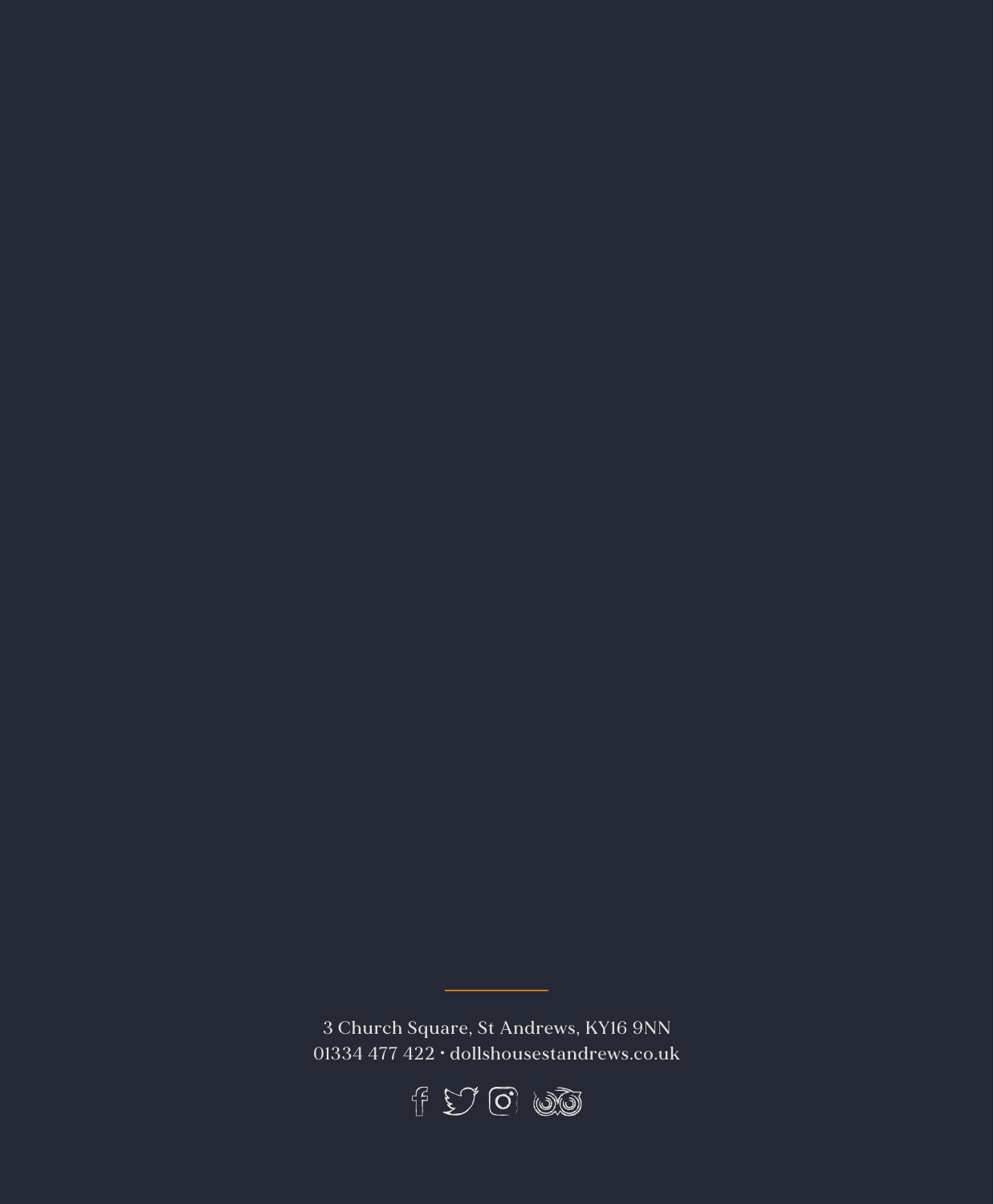3 Church Square, St Andrews, KY16 9NN
01334 477 422 • dollshousestandrews.co.uk